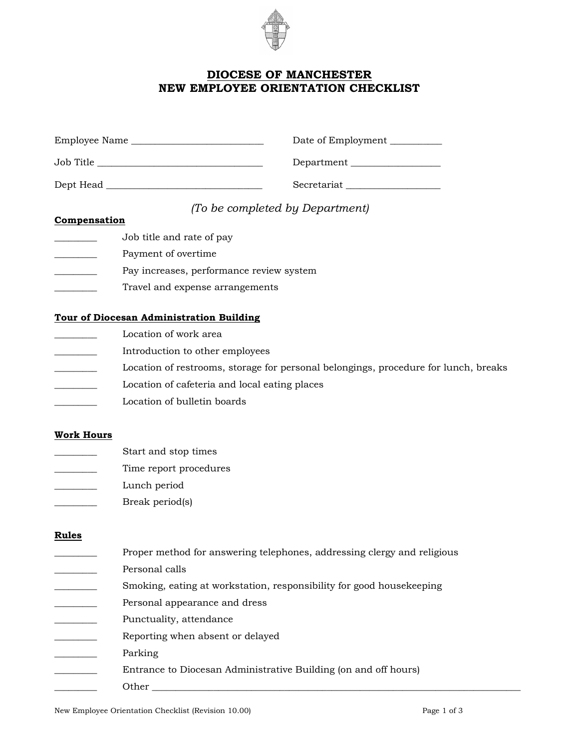# DIOCESE OF MANCHESTER
# NEW EMPLOYEE ORIENTATION CHECKLIST

Employee Name ___________________________ Date of Employment __________

Job Title _________________________________ Department __________________

Dept Head _______________________________ Secretariat ___________________

*(To be completed by Department)*

**Compensation**

________ Job title and rate of pay

________ Payment of overtime

________ Pay increases, performance review system

________ Travel and expense arrangements

**Tour of Diocesan Administration Building**

________ Location of work area

________ Introduction to other employees

________ Location of restrooms, storage for personal belongings, procedure for lunch, breaks

________ Location of cafeteria and local eating places

________ Location of bulletin boards

**Work Hours**

________ Start and stop times

________ Time report procedures

________ Lunch period

________ Break period(s)

**Rules**

________ Proper method for answering telephones, addressing clergy and religious

________ Personal calls

________ Smoking, eating at workstation, responsibility for good housekeeping

________ Personal appearance and dress

________ Punctuality, attendance

________ Reporting when absent or delayed

________ Parking

________ Entrance to Diocesan Administrative Building (on and off hours)

________ Other ___________________________________________________________________________

New Employee Orientation Checklist (Revision 10.00)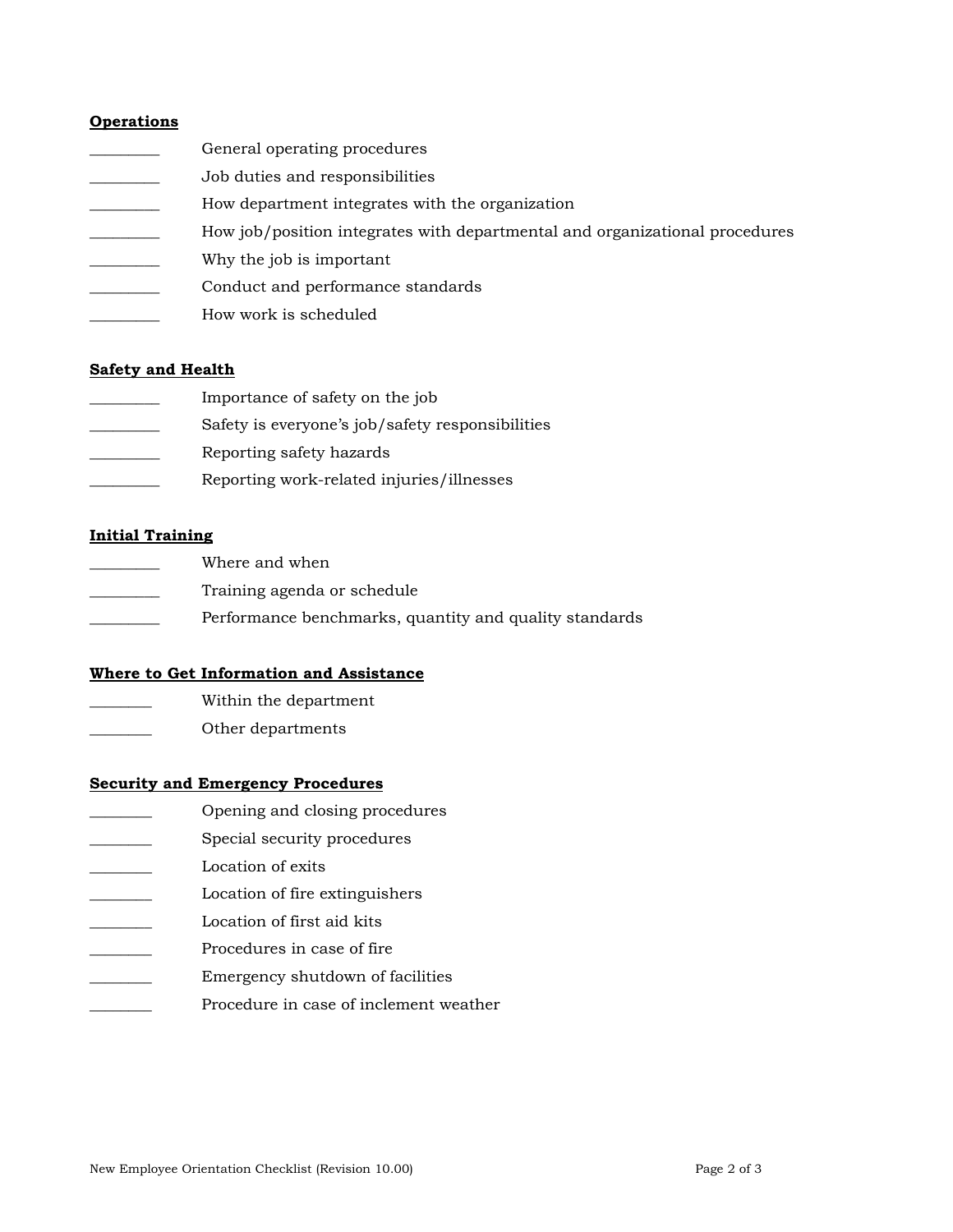**Operations**

_________ General operating procedures
_________ Job duties and responsibilities
_________ How department integrates with the organization
_________ How job/position integrates with departmental and organizational procedures
_________ Why the job is important
_________ Conduct and performance standards
_________ How work is scheduled

**Safety and Health**

_________ Importance of safety on the job
_________ Safety is everyone's job/safety responsibilities
_________ Reporting safety hazards
_________ Reporting work-related injuries/illnesses

**Initial Training**

_________ Where and when
_________ Training agenda or schedule
_________ Performance benchmarks, quantity and quality standards

**Where to Get Information and Assistance**

________ Within the department
________ Other departments

**Security and Emergency Procedures**

________ Opening and closing procedures
________ Special security procedures
________ Location of exits
________ Location of fire extinguishers
________ Location of first aid kits
________ Procedures in case of fire
________ Emergency shutdown of facilities
________ Procedure in case of inclement weather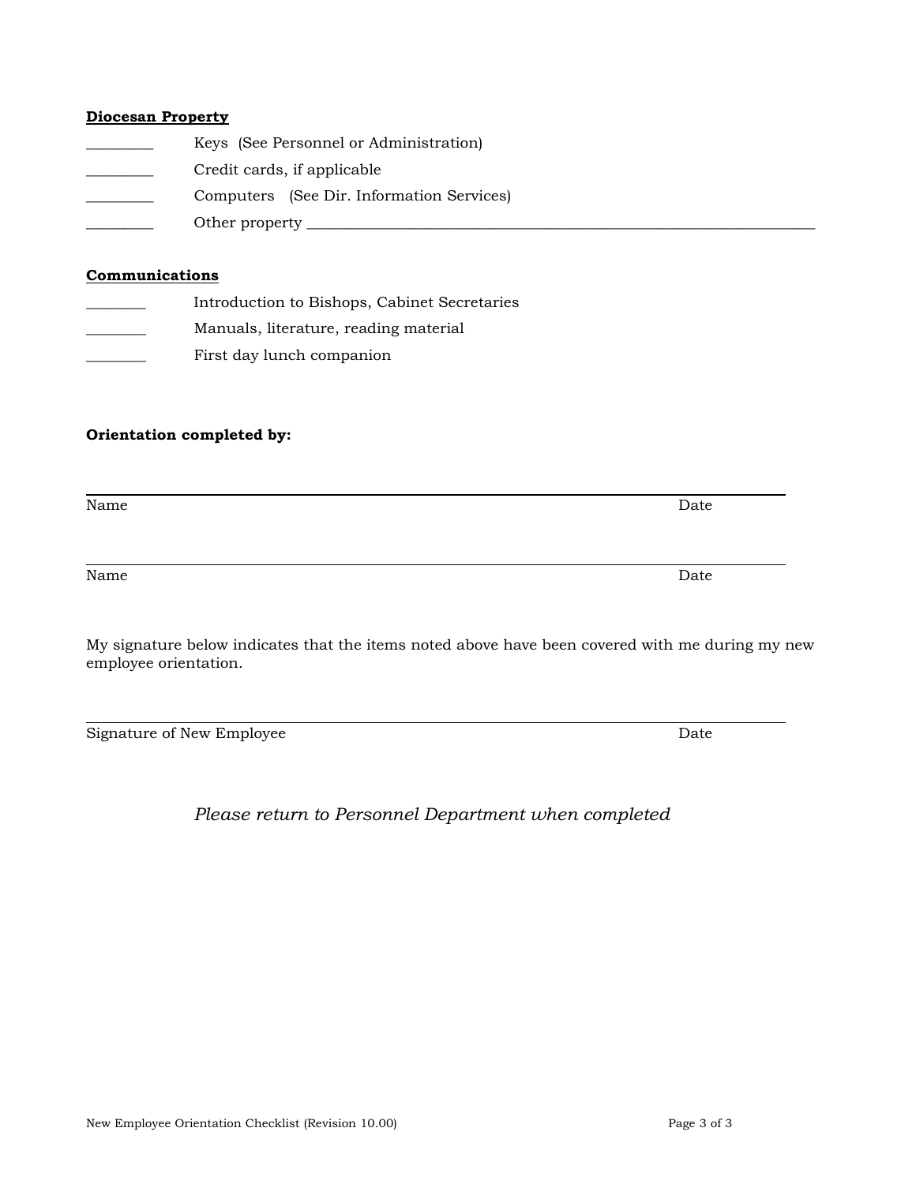**Diocesan Property**

_________ Keys (See Personnel or Administration)

_________ Credit cards, if applicable

_________ Computers (See Dir. Information Services)

_________ Other property _______________________________________________________________________

**Communications**

________ Introduction to Bishops, Cabinet Secretaries

________ Manuals, literature, reading material

________ First day lunch companion

**Orientation completed by:**

_______________________________________________________________________________

Name Date

_______________________________________________________________________________

Name Date

My signature below indicates that the items noted above have been covered with me during my new employee orientation.

_______________________________________________________________________________

Signature of New Employee Date

*Please return to Personnel Department when completed*